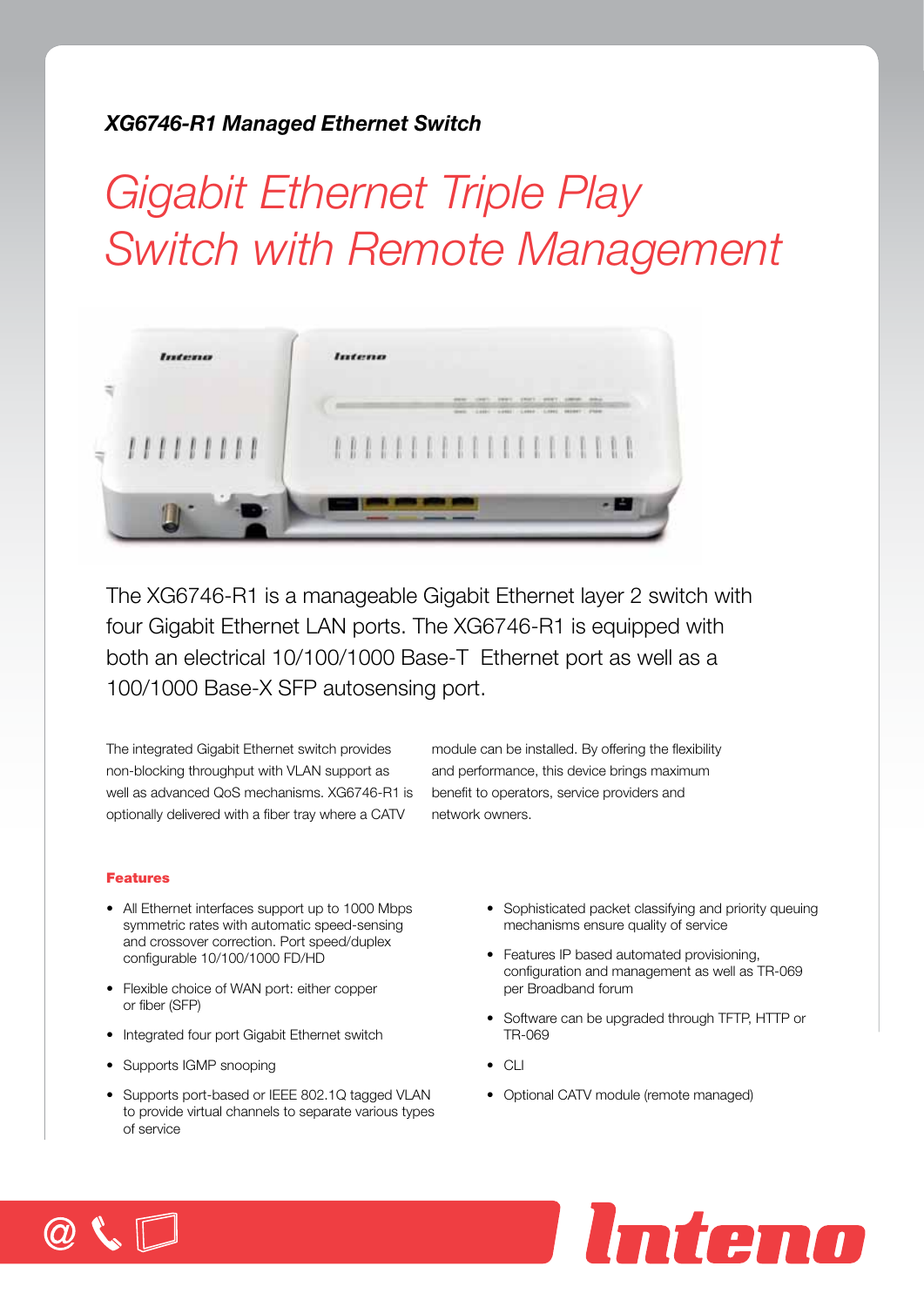*XG6746-R1 Managed Ethernet Switch*

# Gigabit Ethernet Triple Play Switch with Remote Management

The XG6746-R1 is a manageable Gigabit Ethernet layer 2 switch with four Gigabit Ethernet LAN ports. The XG6746-R1 is equipped with both an electrical 10/100/1000 Base-T Ethernet port as well as a 100/1000 Base-X SFP autosensing port.

The integrated Gigabit Ethernet switch provides non-blocking throughput with VLAN support as well as advanced QoS mechanisms. XG6746-R1 is optionally delivered with a fiber tray where a CATV module can be installed. By offering the flexibility and performance, this device brings maximum benefit to operators, service providers and network owners.

**Features**

- All Ethernet interfaces support up to 1000 Mbps symmetric rates with automatic speed-sensing and crossover correction. Port speed/duplex configurable 10/100/1000 FD/HD
- Flexible choice of WAN port: either copper or fiber (SFP)
- Integrated four port Gigabit Ethernet switch
- Supports IGMP snooping
- Supports port-based or IEEE 802.1Q tagged VLAN to provide virtual channels to separate various types of service
- Sophisticated packet classifying and priority queuing mechanisms ensure quality of service
- Features IP based automated provisioning, configuration and management as well as TR-069 per Broadband forum
- Software can be upgraded through TFTP, HTTP or TR-069
- CLI
- Optional CATV module (remote managed)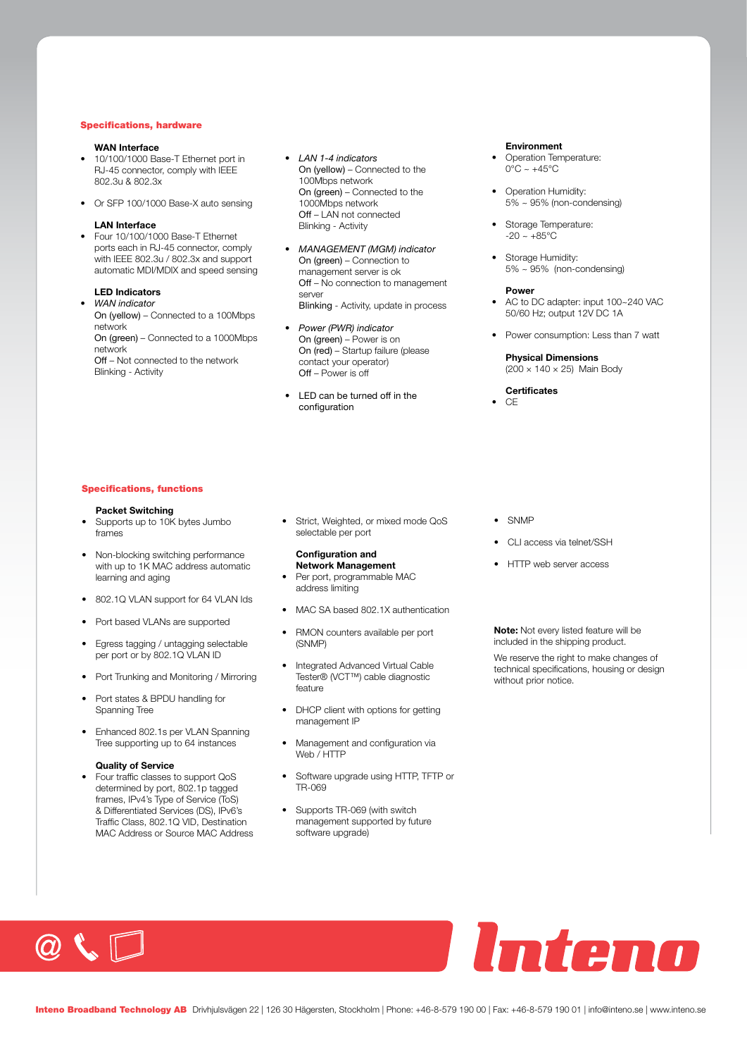## Specifications, hardware

**WAN Interface**

- 10/100/1000 Base-T Ethernet port in RJ-45 connector, comply with IEEE 802.3u & 802.3x
- Or SFP 100/1000 Base-X auto sensing

**LAN Interface**

- Four 10/100/1000 Base-T Ethernet ports each in RJ-45 connector, comply with IEEE 802.3u / 802.3x and support automatic MDI/MDIX and speed sensing

**LED Indicators**

- *WAN indicator*
  On (yellow) – Connected to a 100Mbps network
  On (green) – Connected to a 1000Mbps network
  Off – Not connected to the network
  Blinking - Activity
- *LAN 1-4 indicators*
  On (yellow) – Connected to the 100Mbps network
  On (green) – Connected to the 1000Mbps network
  Off – LAN not connected
  Blinking - Activity
- *MANAGEMENT (MGM) indicator*
  On (green) – Connection to management server is ok
  Off – No connection to management server
  Blinking - Activity, update in process
- *Power (PWR) indicator*
  On (green) – Power is on
  On (red) – Startup failure (please contact your operator)
  Off – Power is off
- LED can be turned off in the configuration

**Environment**

- Operation Temperature: 0°C ~ +45°C
- Operation Humidity: 5% ~ 95% (non-condensing)
- Storage Temperature: -20 ~ +85°C
- Storage Humidity: 5% ~ 95% (non-condensing)

**Power**

- AC to DC adapter: input 100~240 VAC 50/60 Hz; output 12V DC 1A
- Power consumption: Less than 7 watt

**Physical Dimensions**

(200 × 140 × 25) Main Body

**Certificates**

- CE

## Specifications, functions

**Packet Switching**

- Supports up to 10K bytes Jumbo frames
- Non-blocking switching performance with up to 1K MAC address automatic learning and aging
- 802.1Q VLAN support for 64 VLAN Ids
- Port based VLANs are supported
- Egress tagging / untagging selectable per port or by 802.1Q VLAN ID
- Port Trunking and Monitoring / Mirroring
- Port states & BPDU handling for Spanning Tree
- Enhanced 802.1s per VLAN Spanning Tree supporting up to 64 instances

**Quality of Service**

- Four traffic classes to support QoS determined by port, 802.1p tagged frames, IPv4's Type of Service (ToS) & Differentiated Services (DS), IPv6's Traffic Class, 802.1Q VID, Destination MAC Address or Source MAC Address
- Strict, Weighted, or mixed mode QoS selectable per port

**Configuration and Network Management**

- Per port, programmable MAC address limiting
- MAC SA based 802.1X authentication
- RMON counters available per port (SNMP)
- Integrated Advanced Virtual Cable Tester® (VCT™) cable diagnostic feature
- DHCP client with options for getting management IP
- Management and configuration via Web / HTTP
- Software upgrade using HTTP, TFTP or TR-069
- Supports TR-069 (with switch management supported by future software upgrade)
- SNMP
- CLI access via telnet/SSH
- HTTP web server access

**Note:** Not every listed feature will be included in the shipping product.

We reserve the right to make changes of technical specifications, housing or design without prior notice.

**Inteno Broadband Technology AB** Drivhjulsvägen 22 | 126 30 Hägersten, Stockholm | Phone: +46-8-579 190 00 | Fax: +46-8-579 190 01 | info@inteno.se | www.inteno.se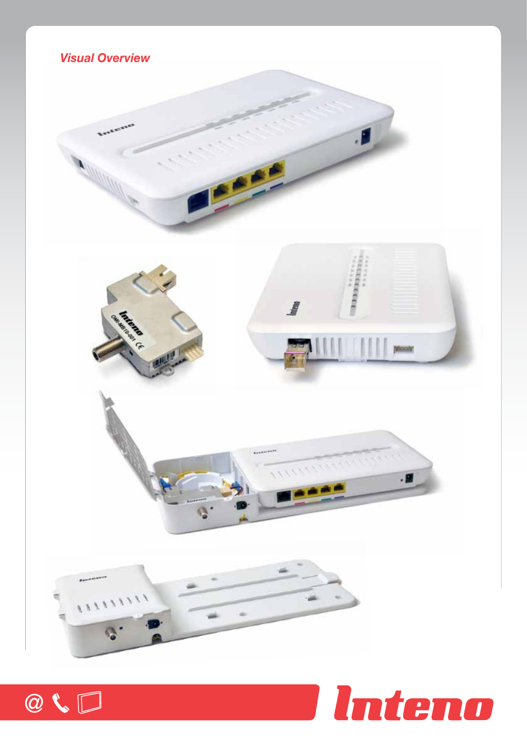## *Visual Overview*